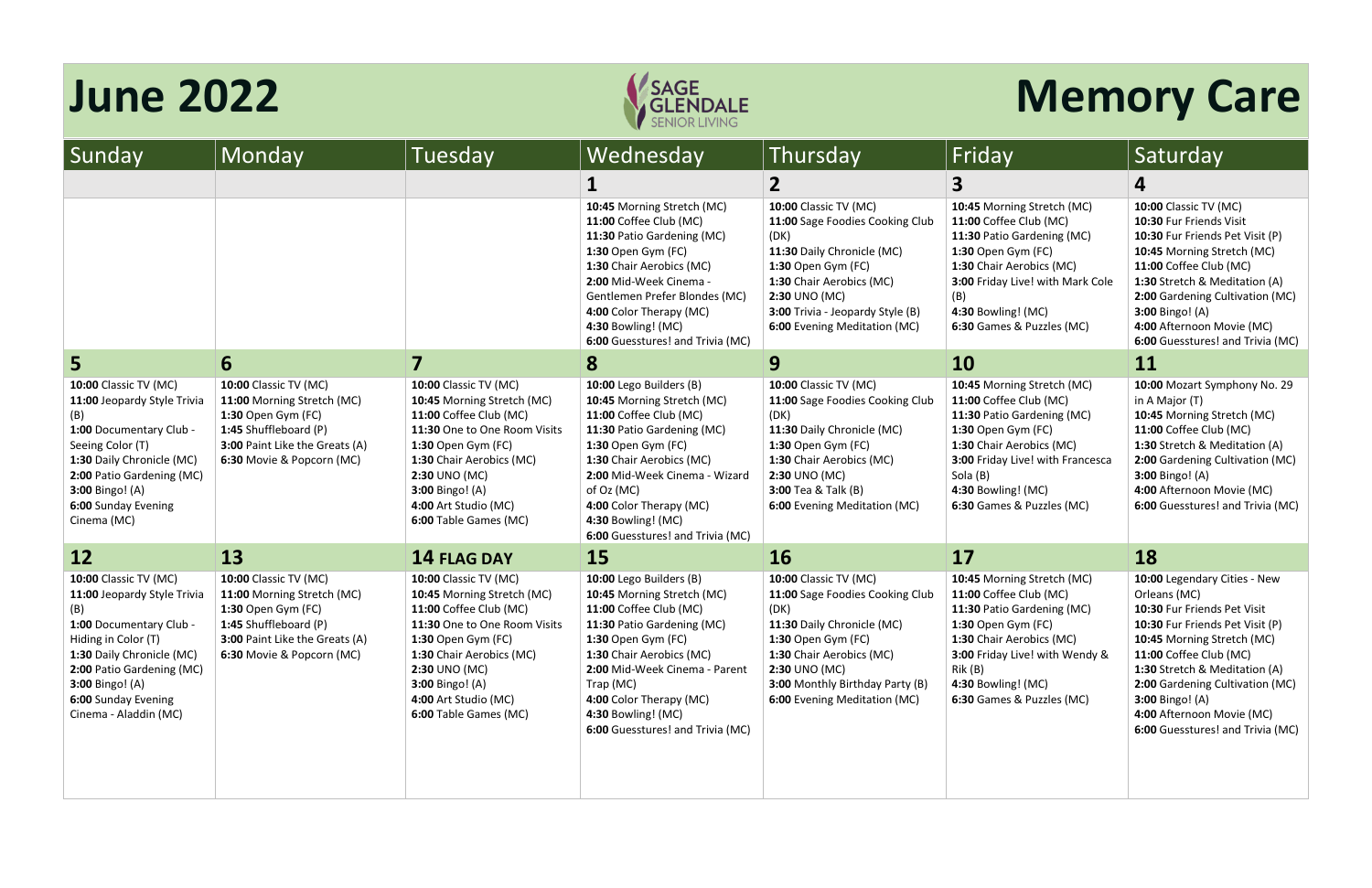# June 2022

**SAGE GLENDALE** SENIOR LIVING

# Memory Care

| Sunday | Monday | Tuesday | Wednesday | Thursday | Friday | Saturday |
|---|---|---|---|---|---|---|
| | | | **1** | **2** | **3** | **4** |
| | | | **10:45** Morning Stretch (MC)<br>**11:00** Coffee Club (MC)<br>**11:30** Patio Gardening (MC)<br>**1:30** Open Gym (FC)<br>**1:30** Chair Aerobics (MC)<br>**2:00** Mid-Week Cinema - Gentlemen Prefer Blondes (MC)<br>**4:00** Color Therapy (MC)<br>**4:30** Bowling! (MC)<br>**6:00** Guesstures! and Trivia (MC) | **10:00** Classic TV (MC)<br>**11:00** Sage Foodies Cooking Club (DK)<br>**11:30** Daily Chronicle (MC)<br>**1:30** Open Gym (FC)<br>**1:30** Chair Aerobics (MC)<br>**2:30** UNO (MC)<br>**3:00** Trivia - Jeopardy Style (B)<br>**6:00** Evening Meditation (MC) | **10:45** Morning Stretch (MC)<br>**11:00** Coffee Club (MC)<br>**11:30** Patio Gardening (MC)<br>**1:30** Open Gym (FC)<br>**1:30** Chair Aerobics (MC)<br>**3:00** Friday Live! with Mark Cole (B)<br>**4:30** Bowling! (MC)<br>**6:30** Games & Puzzles (MC) | **10:00** Classic TV (MC)<br>**10:30** Fur Friends Visit<br>**10:30** Fur Friends Pet Visit (P)<br>**10:45** Morning Stretch (MC)<br>**11:00** Coffee Club (MC)<br>**1:30** Stretch & Meditation (A)<br>**2:00** Gardening Cultivation (MC)<br>**3:00** Bingo! (A)<br>**4:00** Afternoon Movie (MC)<br>**6:00** Guesstures! and Trivia (MC) |
| **5** | **6** | **7** | **8** | **9** | **10** | **11** |
| **10:00** Classic TV (MC)<br>**11:00** Jeopardy Style Trivia (B)<br>**1:00** Documentary Club - Seeing Color (T)<br>**1:30** Daily Chronicle (MC)<br>**2:00** Patio Gardening (MC)<br>**3:00** Bingo! (A)<br>**6:00** Sunday Evening Cinema (MC) | **10:00** Classic TV (MC)<br>**11:00** Morning Stretch (MC)<br>**1:30** Open Gym (FC)<br>**1:45** Shuffleboard (P)<br>**3:00** Paint Like the Greats (A)<br>**6:30** Movie & Popcorn (MC) | **10:00** Classic TV (MC)<br>**10:45** Morning Stretch (MC)<br>**11:00** Coffee Club (MC)<br>**11:30** One to One Room Visits<br>**1:30** Open Gym (FC)<br>**1:30** Chair Aerobics (MC)<br>**2:30** UNO (MC)<br>**3:00** Bingo! (A)<br>**4:00** Art Studio (MC)<br>**6:00** Table Games (MC) | **10:00** Lego Builders (B)<br>**10:45** Morning Stretch (MC)<br>**11:00** Coffee Club (MC)<br>**11:30** Patio Gardening (MC)<br>**1:30** Open Gym (FC)<br>**1:30** Chair Aerobics (MC)<br>**2:00** Mid-Week Cinema - Wizard of Oz (MC)<br>**4:00** Color Therapy (MC)<br>**4:30** Bowling! (MC)<br>**6:00** Guesstures! and Trivia (MC) | **10:00** Classic TV (MC)<br>**11:00** Sage Foodies Cooking Club (DK)<br>**11:30** Daily Chronicle (MC)<br>**1:30** Open Gym (FC)<br>**1:30** Chair Aerobics (MC)<br>**2:30** UNO (MC)<br>**3:00** Tea & Talk (B)<br>**6:00** Evening Meditation (MC) | **10:45** Morning Stretch (MC)<br>**11:00** Coffee Club (MC)<br>**11:30** Patio Gardening (MC)<br>**1:30** Open Gym (FC)<br>**1:30** Chair Aerobics (MC)<br>**3:00** Friday Live! with Francesca Sola (B)<br>**4:30** Bowling! (MC)<br>**6:30** Games & Puzzles (MC) | **10:00** Mozart Symphony No. 29 in A Major (T)<br>**10:45** Morning Stretch (MC)<br>**11:00** Coffee Club (MC)<br>**1:30** Stretch & Meditation (A)<br>**2:00** Gardening Cultivation (MC)<br>**3:00** Bingo! (A)<br>**4:00** Afternoon Movie (MC)<br>**6:00** Guesstures! and Trivia (MC) |
| **12** | **13** | **14 FLAG DAY** | **15** | **16** | **17** | **18** |
| **10:00** Classic TV (MC)<br>**11:00** Jeopardy Style Trivia (B)<br>**1:00** Documentary Club - Hiding in Color (T)<br>**1:30** Daily Chronicle (MC)<br>**2:00** Patio Gardening (MC)<br>**3:00** Bingo! (A)<br>**6:00** Sunday Evening Cinema - Aladdin (MC) | **10:00** Classic TV (MC)<br>**11:00** Morning Stretch (MC)<br>**1:30** Open Gym (FC)<br>**1:45** Shuffleboard (P)<br>**3:00** Paint Like the Greats (A)<br>**6:30** Movie & Popcorn (MC) | **10:00** Classic TV (MC)<br>**10:45** Morning Stretch (MC)<br>**11:00** Coffee Club (MC)<br>**11:30** One to One Room Visits<br>**1:30** Open Gym (FC)<br>**1:30** Chair Aerobics (MC)<br>**2:30** UNO (MC)<br>**3:00** Bingo! (A)<br>**4:00** Art Studio (MC)<br>**6:00** Table Games (MC) | **10:00** Lego Builders (B)<br>**10:45** Morning Stretch (MC)<br>**11:00** Coffee Club (MC)<br>**11:30** Patio Gardening (MC)<br>**1:30** Open Gym (FC)<br>**1:30** Chair Aerobics (MC)<br>**2:00** Mid-Week Cinema - Parent Trap (MC)<br>**4:00** Color Therapy (MC)<br>**4:30** Bowling! (MC)<br>**6:00** Guesstures! and Trivia (MC) | **10:00** Classic TV (MC)<br>**11:00** Sage Foodies Cooking Club (DK)<br>**11:30** Daily Chronicle (MC)<br>**1:30** Open Gym (FC)<br>**1:30** Chair Aerobics (MC)<br>**2:30** UNO (MC)<br>**3:00** Monthly Birthday Party (B)<br>**6:00** Evening Meditation (MC) | **10:45** Morning Stretch (MC)<br>**11:00** Coffee Club (MC)<br>**11:30** Patio Gardening (MC)<br>**1:30** Open Gym (FC)<br>**1:30** Chair Aerobics (MC)<br>**3:00** Friday Live! with Wendy & Rik (B)<br>**4:30** Bowling! (MC)<br>**6:30** Games & Puzzles (MC) | **10:00** Legendary Cities - New Orleans (MC)<br>**10:30** Fur Friends Pet Visit<br>**10:30** Fur Friends Pet Visit (P)<br>**10:45** Morning Stretch (MC)<br>**11:00** Coffee Club (MC)<br>**1:30** Stretch & Meditation (A)<br>**2:00** Gardening Cultivation (MC)<br>**3:00** Bingo! (A)<br>**4:00** Afternoon Movie (MC)<br>**6:00** Guesstures! and Trivia (MC) |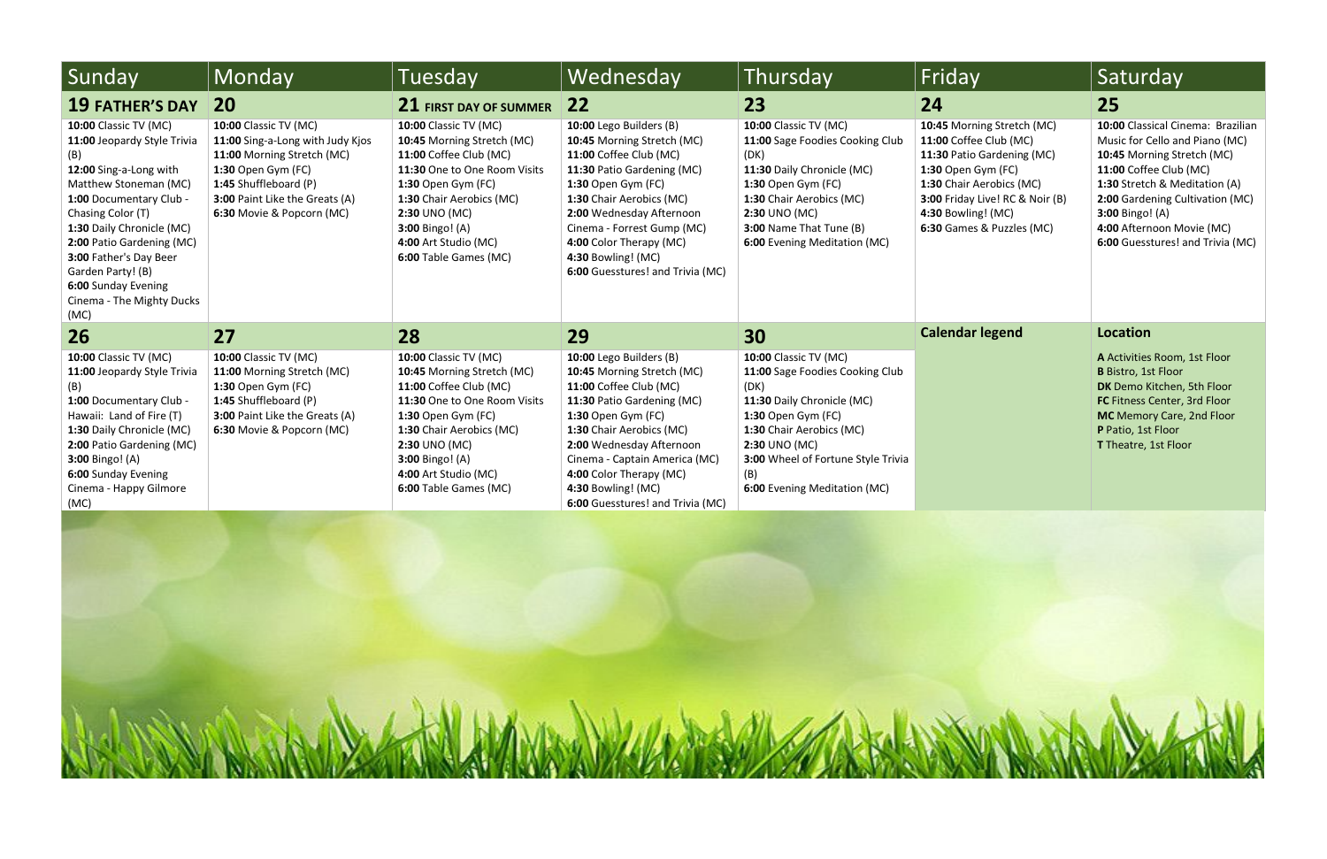| Sunday | Monday | Tuesday | Wednesday | Thursday | Friday | Saturday |
|---|---|---|---|---|---|---|
| **19 FATHER'S DAY** | **20** | **21 FIRST DAY OF SUMMER** | **22** | **23** | **24** | **25** |
| **10:00** Classic TV (MC)<br>**11:00** Jeopardy Style Trivia (B)<br>**12:00** Sing-a-Long with Matthew Stoneman (MC)<br>**1:00** Documentary Club - Chasing Color (T)<br>**1:30** Daily Chronicle (MC)<br>**2:00** Patio Gardening (MC)<br>**3:00** Father's Day Beer Garden Party! (B)<br>**6:00** Sunday Evening Cinema - The Mighty Ducks (MC) | **10:00** Classic TV (MC)<br>**11:00** Sing-a-Long with Judy Kjos<br>**11:00** Morning Stretch (MC)<br>**1:30** Open Gym (FC)<br>**1:45** Shuffleboard (P)<br>**3:00** Paint Like the Greats (A)<br>**6:30** Movie & Popcorn (MC) | **10:00** Classic TV (MC)<br>**10:45** Morning Stretch (MC)<br>**11:00** Coffee Club (MC)<br>**11:30** One to One Room Visits<br>**1:30** Open Gym (FC)<br>**1:30** Chair Aerobics (MC)<br>**2:30** UNO (MC)<br>**3:00** Bingo! (A)<br>**4:00** Art Studio (MC)<br>**6:00** Table Games (MC) | **10:00** Lego Builders (B)<br>**10:45** Morning Stretch (MC)<br>**11:30** Patio Gardening (MC)<br>**1:30** Open Gym (FC)<br>**1:30** Chair Aerobics (MC)<br>**2:00** Wednesday Afternoon Cinema - Forrest Gump (MC)<br>**4:00** Color Therapy (MC)<br>**4:30** Bowling! (MC)<br>**6:00** Guesstures! and Trivia (MC) | **10:00** Classic TV (MC)<br>**11:00** Sage Foodies Cooking Club (DK)<br>**11:30** Daily Chronicle (MC)<br>**1:30** Open Gym (FC)<br>**1:30** Chair Aerobics (MC)<br>**2:30** UNO (MC)<br>**3:00** Name That Tune (B)<br>**6:00** Evening Meditation (MC) | **10:45** Morning Stretch (MC)<br>**11:00** Coffee Club (MC)<br>**11:30** Patio Gardening (MC)<br>**1:30** Open Gym (FC)<br>**1:30** Chair Aerobics (MC)<br>**3:00** Friday Live! RC & Noir (B)<br>**4:30** Bowling! (MC)<br>**6:30** Games & Puzzles (MC) | **10:00** Classical Cinema: Brazilian Music for Cello and Piano (MC)<br>**11:00** Coffee Club (MC)<br>**10:45** Morning Stretch (MC)<br>**1:30** Stretch & Meditation (A)<br>**2:00** Gardening Cultivation (MC)<br>**3:00** Bingo! (A)<br>**4:00** Afternoon Movie (MC)<br>**6:00** Guesstures! and Trivia (MC) |
| **26** | **27** | **28** | **29** | **30** | **Calendar legend** | **Location** |
| **10:00** Classic TV (MC)<br>**11:00** Jeopardy Style Trivia (B)<br>**1:00** Documentary Club - Hawaii: Land of Fire (T)<br>**1:30** Daily Chronicle (MC)<br>**2:00** Patio Gardening (MC)<br>**3:00** Bingo! (A)<br>**6:00** Sunday Evening Cinema - Happy Gilmore (MC) | **10:00** Classic TV (MC)<br>**11:00** Morning Stretch (MC)<br>**1:30** Open Gym (FC)<br>**1:45** Shuffleboard (P)<br>**3:00** Paint Like the Greats (A)<br>**6:30** Movie & Popcorn (MC) | **10:00** Classic TV (MC)<br>**10:45** Morning Stretch (MC)<br>**11:00** Coffee Club (MC)<br>**11:30** One to One Room Visits<br>**1:30** Open Gym (FC)<br>**1:30** Chair Aerobics (MC)<br>**2:30** UNO (MC)<br>**3:00** Bingo! (A)<br>**4:00** Art Studio (MC)<br>**6:00** Table Games (MC) | **10:00** Lego Builders (B)<br>**10:45** Morning Stretch (MC)<br>**11:00** Coffee Club (MC)<br>**11:30** Patio Gardening (MC)<br>**1:30** Open Gym (FC)<br>**1:30** Chair Aerobics (MC)<br>**2:00** Wednesday Afternoon Cinema - Captain America (MC)<br>**4:00** Color Therapy (MC)<br>**4:30** Bowling! (MC)<br>**6:00** Guesstures! and Trivia (MC) | **10:00** Classic TV (MC)<br>**11:00** Sage Foodies Cooking Club (DK)<br>**11:30** Daily Chronicle (MC)<br>**1:30** Open Gym (FC)<br>**1:30** Chair Aerobics (MC)<br>**2:30** UNO (MC)<br>**3:00** Wheel of Fortune Style Trivia (B)<br>**6:00** Evening Meditation (MC) | | **A** Activities Room, 1st Floor<br>**B** Bistro, 1st Floor<br>**DK** Demo Kitchen, 5th Floor<br>**FC** Fitness Center, 3rd Floor<br>**MC** Memory Care, 2nd Floor<br>**P** Patio, 1st Floor<br>**T** Theatre, 1st Floor |